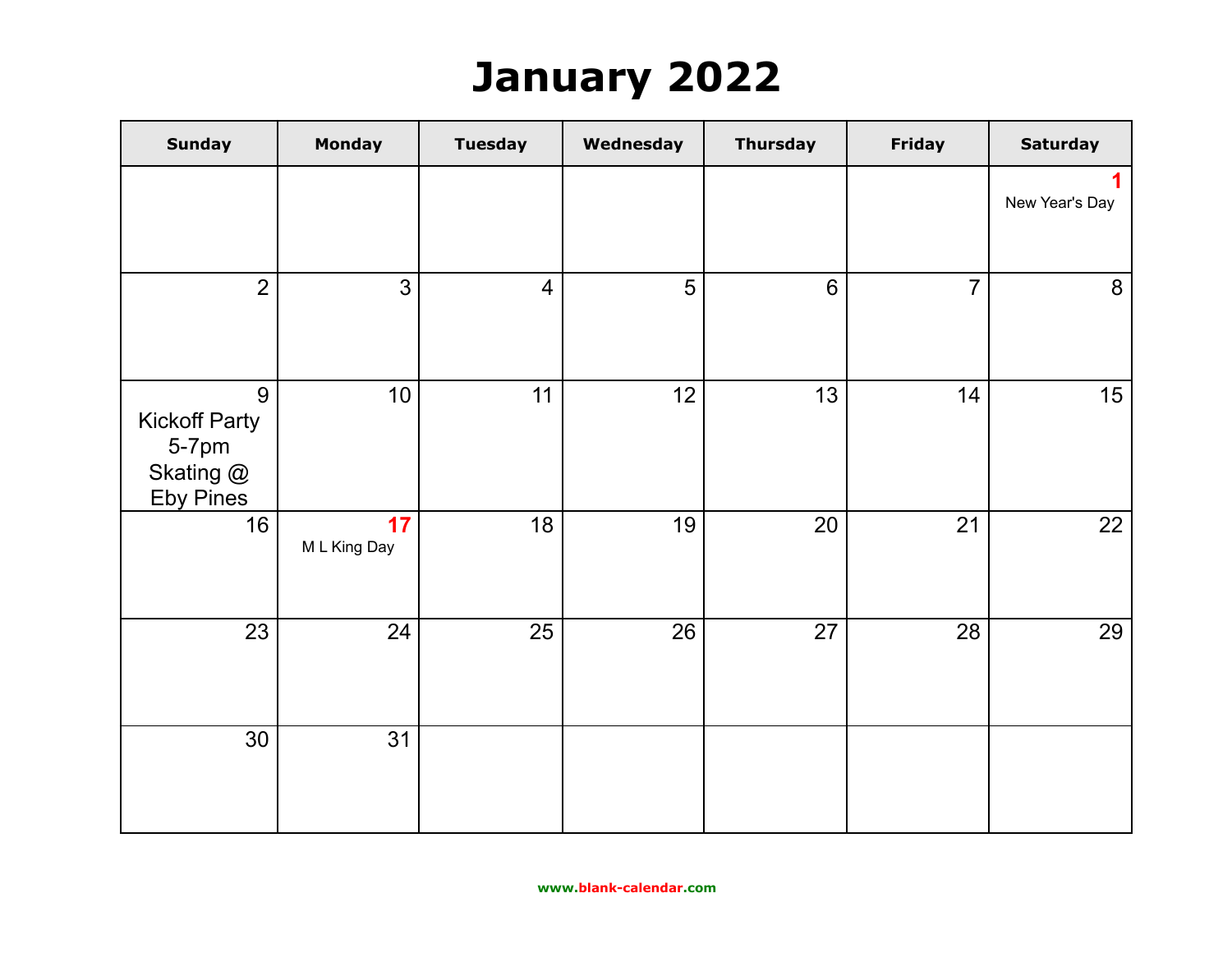# January 2022

| Sunday | Monday | Tuesday | Wednesday | Thursday | Friday | Saturday |
|---|---|---|---|---|---|---|
| | | | | | | 1 New Year's Day |
| 2 | 3 | 4 | 5 | 6 | 7 | 8 |
| 9 Kickoff Party 5-7pm Skating @ Eby Pines | 10 | 11 | 12 | 13 | 14 | 15 |
| 16 | 17 M L King Day | 18 | 19 | 20 | 21 | 22 |
| 23 | 24 | 25 | 26 | 27 | 28 | 29 |
| 30 | 31 | | | | | |

www.blank-calendar.com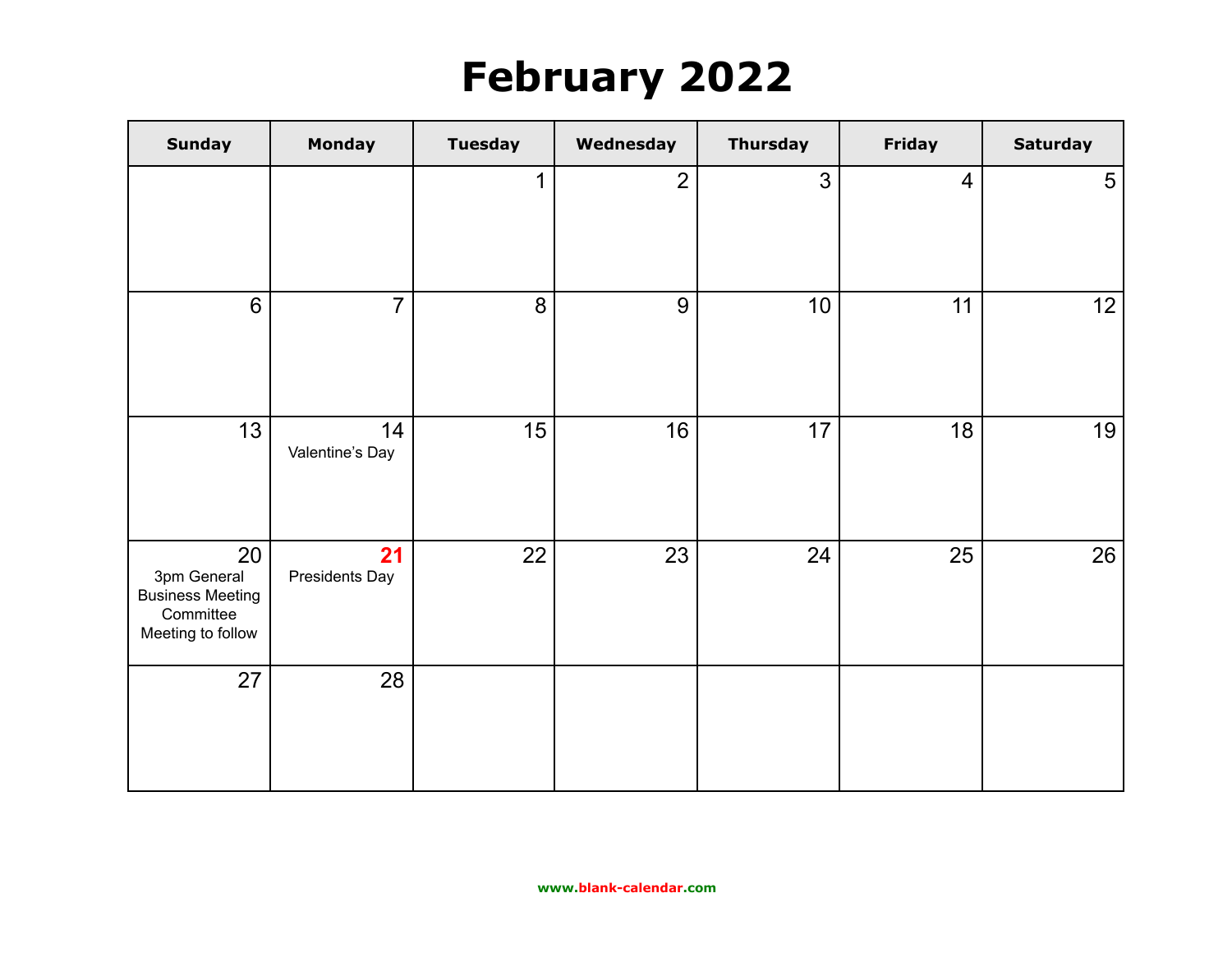# February 2022

| Sunday | Monday | Tuesday | Wednesday | Thursday | Friday | Saturday |
|---|---|---|---|---|---|---|
| | | 1 | 2 | 3 | 4 | 5 |
| 6 | 7 | 8 | 9 | 10 | 11 | 12 |
| 13 | 14 Valentine's Day | 15 | 16 | 17 | 18 | 19 |
| 20 3pm General Business Meeting Committee Meeting to follow | 21 Presidents Day | 22 | 23 | 24 | 25 | 26 |
| 27 | 28 | | | | | |

www.blank-calendar.com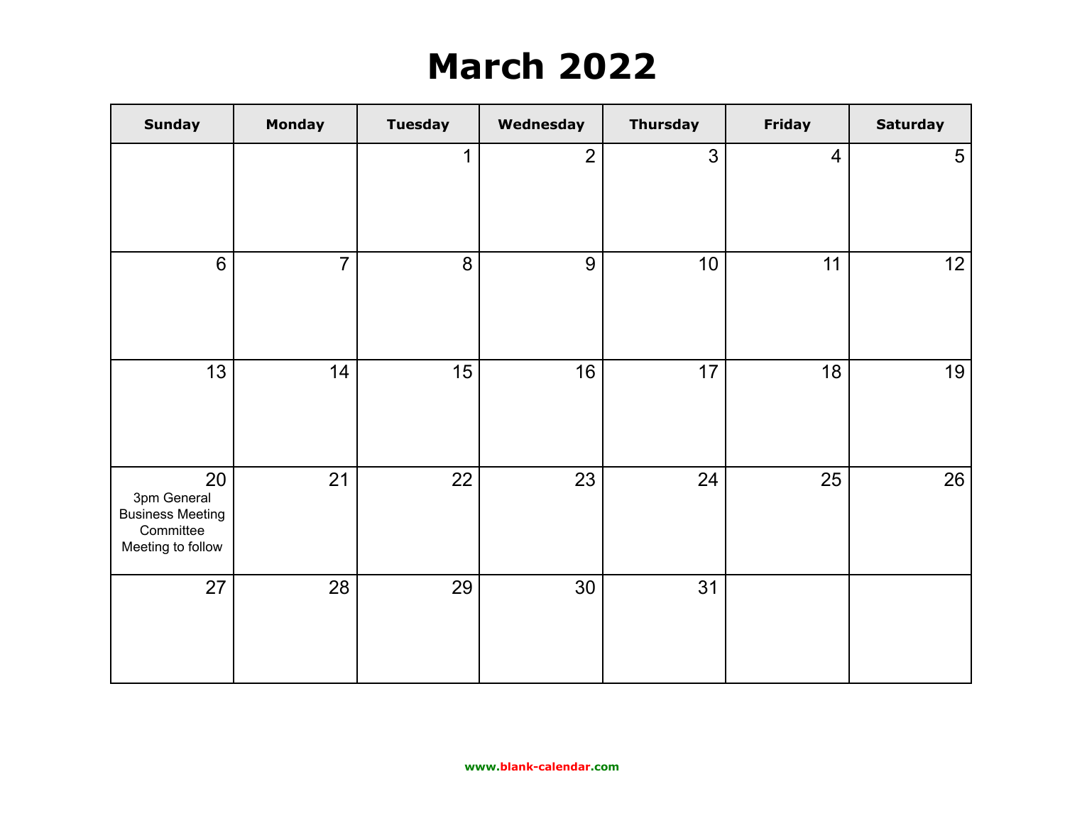# March 2022

| Sunday | Monday | Tuesday | Wednesday | Thursday | Friday | Saturday |
|---|---|---|---|---|---|---|
| | | 1 | 2 | 3 | 4 | 5 |
| 6 | 7 | 8 | 9 | 10 | 11 | 12 |
| 13 | 14 | 15 | 16 | 17 | 18 | 19 |
| 20 3pm General Business Meeting Committee Meeting to follow | 21 | 22 | 23 | 24 | 25 | 26 |
| 27 | 28 | 29 | 30 | 31 | | |

www.blank-calendar.com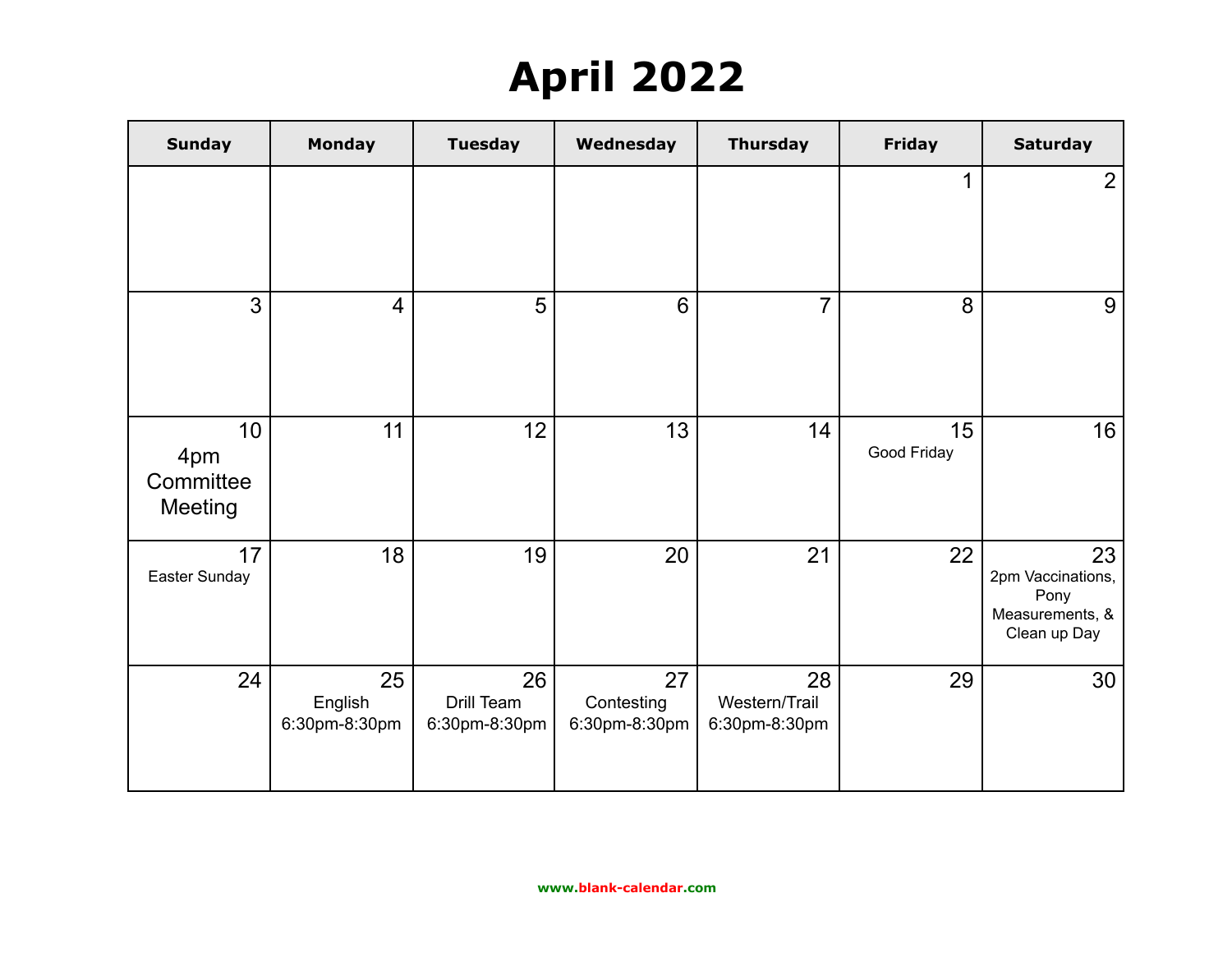# April 2022

| Sunday | Monday | Tuesday | Wednesday | Thursday | Friday | Saturday |
|---|---|---|---|---|---|---|
| | | | | | 1 | 2 |
| 3 | 4 | 5 | 6 | 7 | 8 | 9 |
| 10 4pm Committee Meeting | 11 | 12 | 13 | 14 | 15 Good Friday | 16 |
| 17 Easter Sunday | 18 | 19 | 20 | 21 | 22 | 23 2pm Vaccinations, Pony Measurements, & Clean up Day |
| 24 | 25 English 6:30pm-8:30pm | 26 Drill Team 6:30pm-8:30pm | 27 Contesting 6:30pm-8:30pm | 28 Western/Trail 6:30pm-8:30pm | 29 | 30 |

www.blank-calendar.com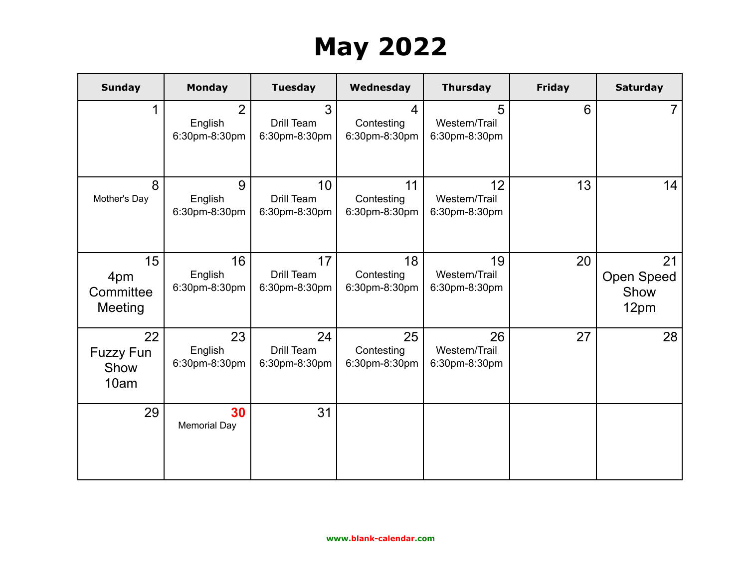# May 2022

| Sunday | Monday | Tuesday | Wednesday | Thursday | Friday | Saturday |
|---|---|---|---|---|---|---|
| 1 | 2 English 6:30pm-8:30pm | 3 Drill Team 6:30pm-8:30pm | 4 Contesting 6:30pm-8:30pm | 5 Western/Trail 6:30pm-8:30pm | 6 | 7 |
| 8 Mother's Day | 9 English 6:30pm-8:30pm | 10 Drill Team 6:30pm-8:30pm | 11 Contesting 6:30pm-8:30pm | 12 Western/Trail 6:30pm-8:30pm | 13 | 14 |
| 15 4pm Committee Meeting | 16 English 6:30pm-8:30pm | 17 Drill Team 6:30pm-8:30pm | 18 Contesting 6:30pm-8:30pm | 19 Western/Trail 6:30pm-8:30pm | 20 | 21 Open Speed Show 12pm |
| 22 Fuzzy Fun Show 10am | 23 English 6:30pm-8:30pm | 24 Drill Team 6:30pm-8:30pm | 25 Contesting 6:30pm-8:30pm | 26 Western/Trail 6:30pm-8:30pm | 27 | 28 |
| 29 | 30 Memorial Day | 31 | | | | |

www.blank-calendar.com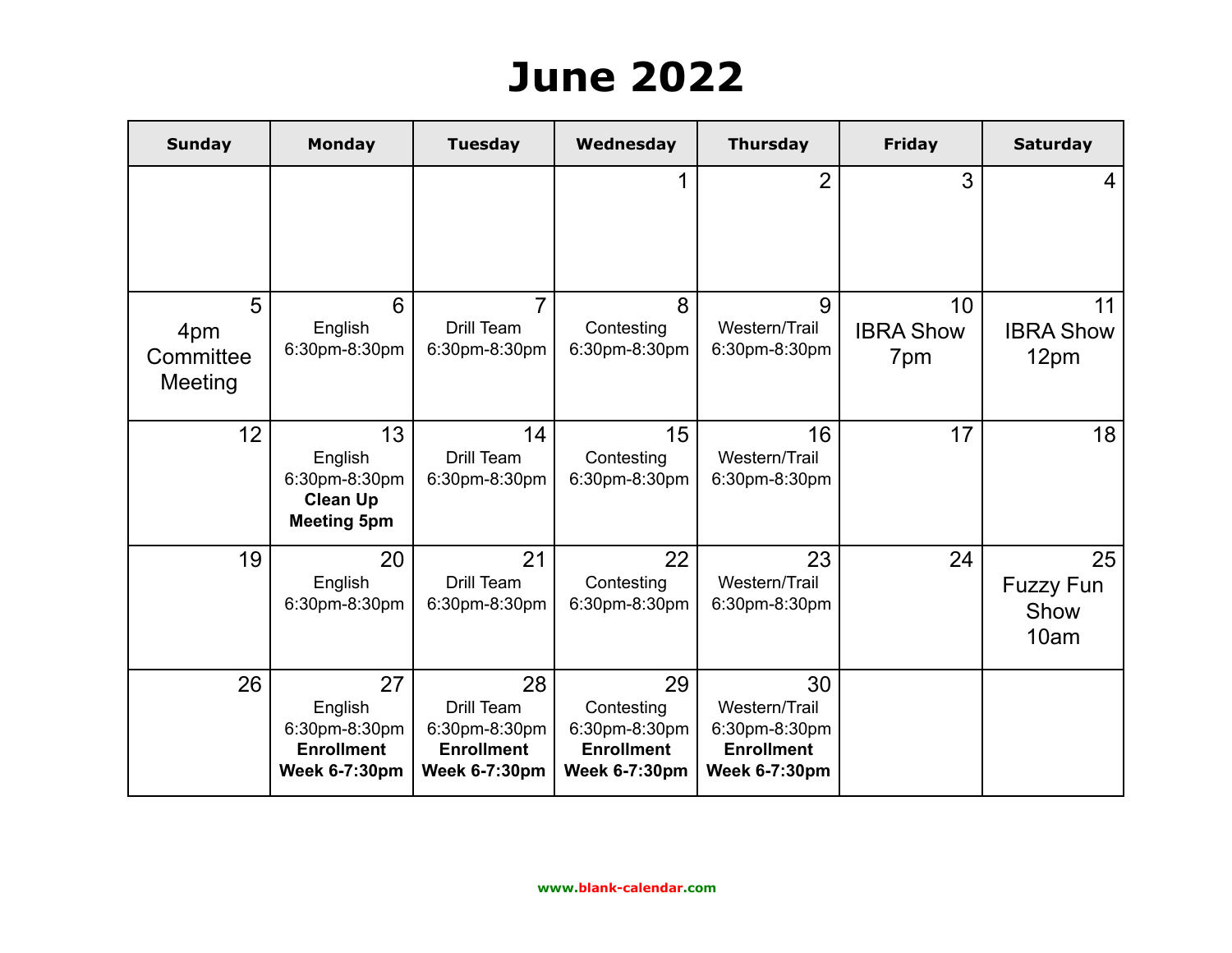# June 2022

| Sunday | Monday | Tuesday | Wednesday | Thursday | Friday | Saturday |
|---|---|---|---|---|---|---|
| | | | 1 | 2 | 3 | 4 |
| 5<br>4pm Committee Meeting | 6<br>English<br>6:30pm-8:30pm | 7<br>Drill Team<br>6:30pm-8:30pm | 8<br>Contesting<br>6:30pm-8:30pm | 9<br>Western/Trail<br>6:30pm-8:30pm | 10<br>IBRA Show<br>7pm | 11<br>IBRA Show<br>12pm |
| 12 | 13<br>English<br>6:30pm-8:30pm<br>**Clean Up Meeting 5pm** | 14<br>Drill Team<br>6:30pm-8:30pm | 15<br>Contesting<br>6:30pm-8:30pm | 16<br>Western/Trail<br>6:30pm-8:30pm | 17 | 18 |
| 19 | 20<br>English<br>6:30pm-8:30pm | 21<br>Drill Team<br>6:30pm-8:30pm | 22<br>Contesting<br>6:30pm-8:30pm | 23<br>Western/Trail<br>6:30pm-8:30pm | 24 | 25<br>Fuzzy Fun Show<br>10am |
| 26 | 27<br>English<br>6:30pm-8:30pm<br>**Enrollment Week 6-7:30pm** | 28<br>Drill Team<br>6:30pm-8:30pm<br>**Enrollment Week 6-7:30pm** | 29<br>Contesting<br>6:30pm-8:30pm<br>**Enrollment Week 6-7:30pm** | 30<br>Western/Trail<br>6:30pm-8:30pm<br>**Enrollment Week 6-7:30pm** | | |

www.blank-calendar.com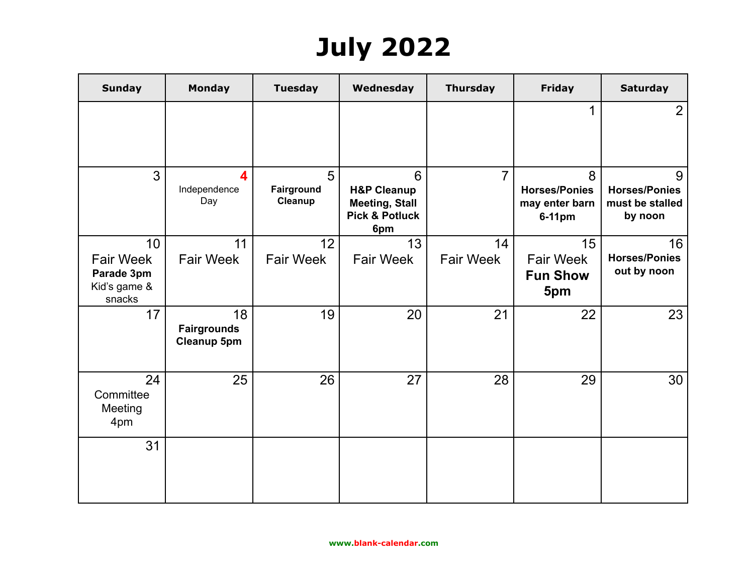# July 2022

| Sunday | Monday | Tuesday | Wednesday | Thursday | Friday | Saturday |
|---|---|---|---|---|---|---|
| | | | | | 1 | 2 |
| 3 | 4 Independence Day | 5 **Fairground Cleanup** | 6 **H&P Cleanup Meeting, Stall Pick & Potluck 6pm** | 7 | 8 **Horses/Ponies may enter barn 6-11pm** | 9 **Horses/Ponies must be stalled by noon** |
| 10 Fair Week **Parade 3pm** Kid's game & snacks | 11 Fair Week | 12 Fair Week | 13 Fair Week | 14 Fair Week | 15 Fair Week **Fun Show 5pm** | 16 **Horses/Ponies out by noon** |
| 17 | 18 **Fairgrounds Cleanup 5pm** | 19 | 20 | 21 | 22 | 23 |
| 24 Committee Meeting 4pm | 25 | 26 | 27 | 28 | 29 | 30 |
| 31 | | | | | | |

www.blank-calendar.com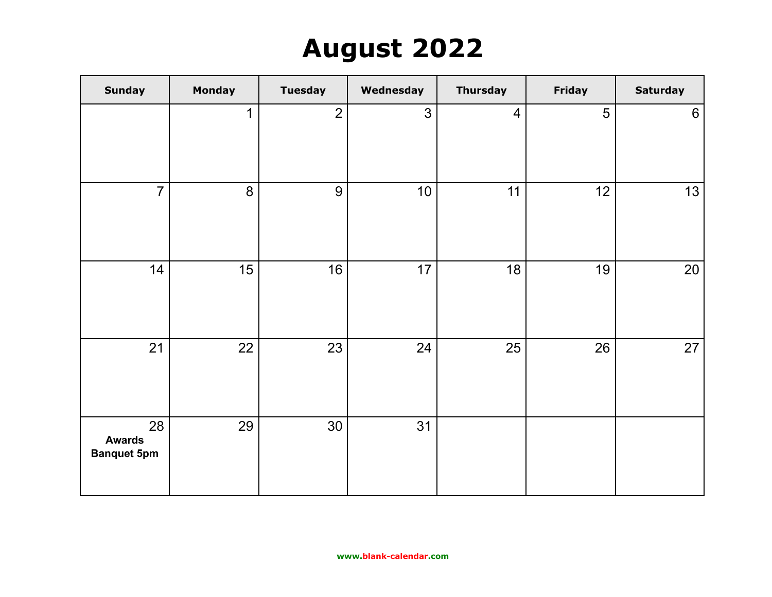# August 2022

| Sunday | Monday | Tuesday | Wednesday | Thursday | Friday | Saturday |
|---|---|---|---|---|---|---|
| | 1 | 2 | 3 | 4 | 5 | 6 |
| 7 | 8 | 9 | 10 | 11 | 12 | 13 |
| 14 | 15 | 16 | 17 | 18 | 19 | 20 |
| 21 | 22 | 23 | 24 | 25 | 26 | 27 |
| 28 **Awards Banquet 5pm** | 29 | 30 | 31 | | | |

www.blank-calendar.com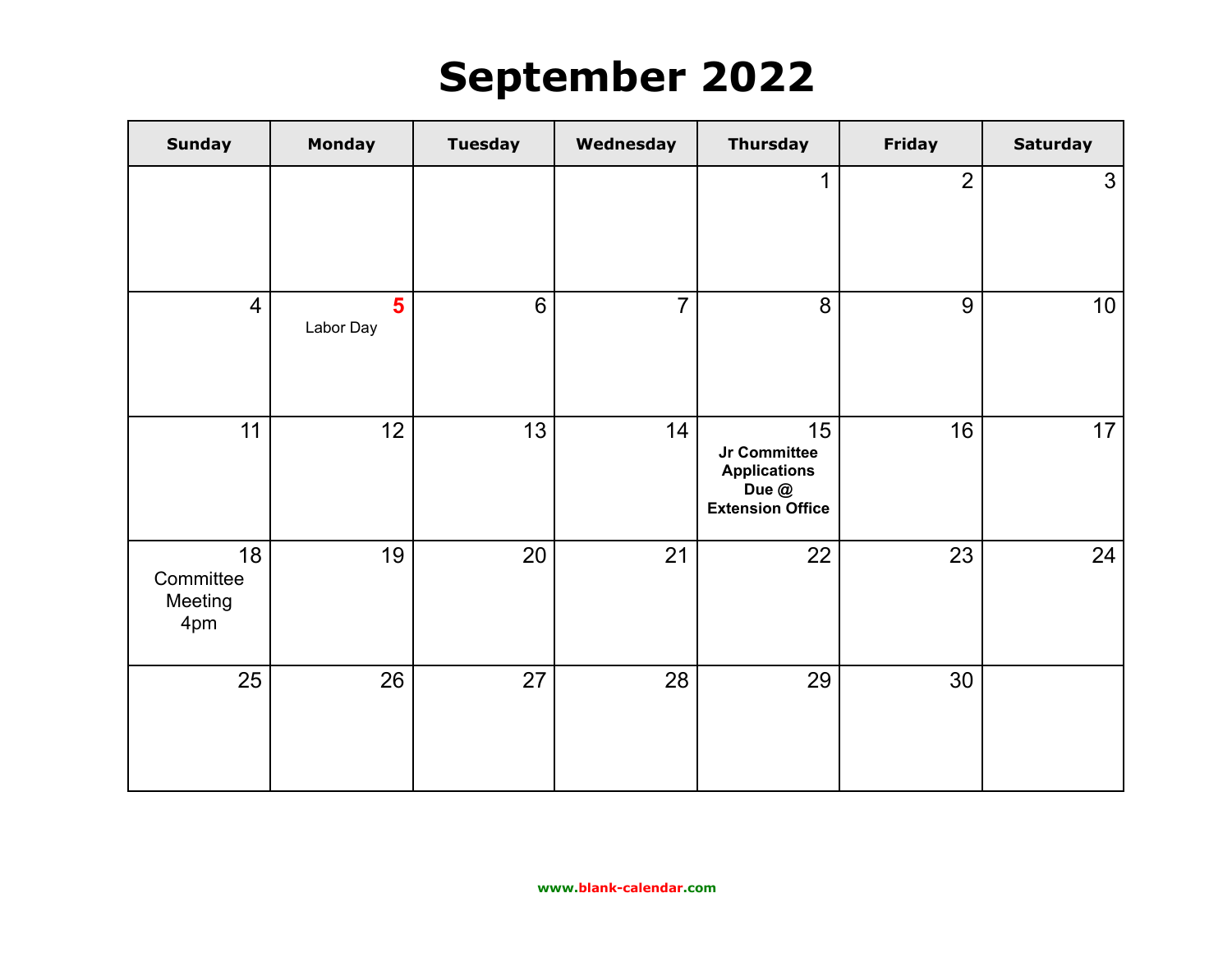# September 2022

| Sunday | Monday | Tuesday | Wednesday | Thursday | Friday | Saturday |
|---|---|---|---|---|---|---|
| | | | | 1 | 2 | 3 |
| 4 | 5 Labor Day | 6 | 7 | 8 | 9 | 10 |
| 11 | 12 | 13 | 14 | 15 **Jr Committee Applications Due @ Extension Office** | 16 | 17 |
| 18 Committee Meeting 4pm | 19 | 20 | 21 | 22 | 23 | 24 |
| 25 | 26 | 27 | 28 | 29 | 30 | |

www.blank-calendar.com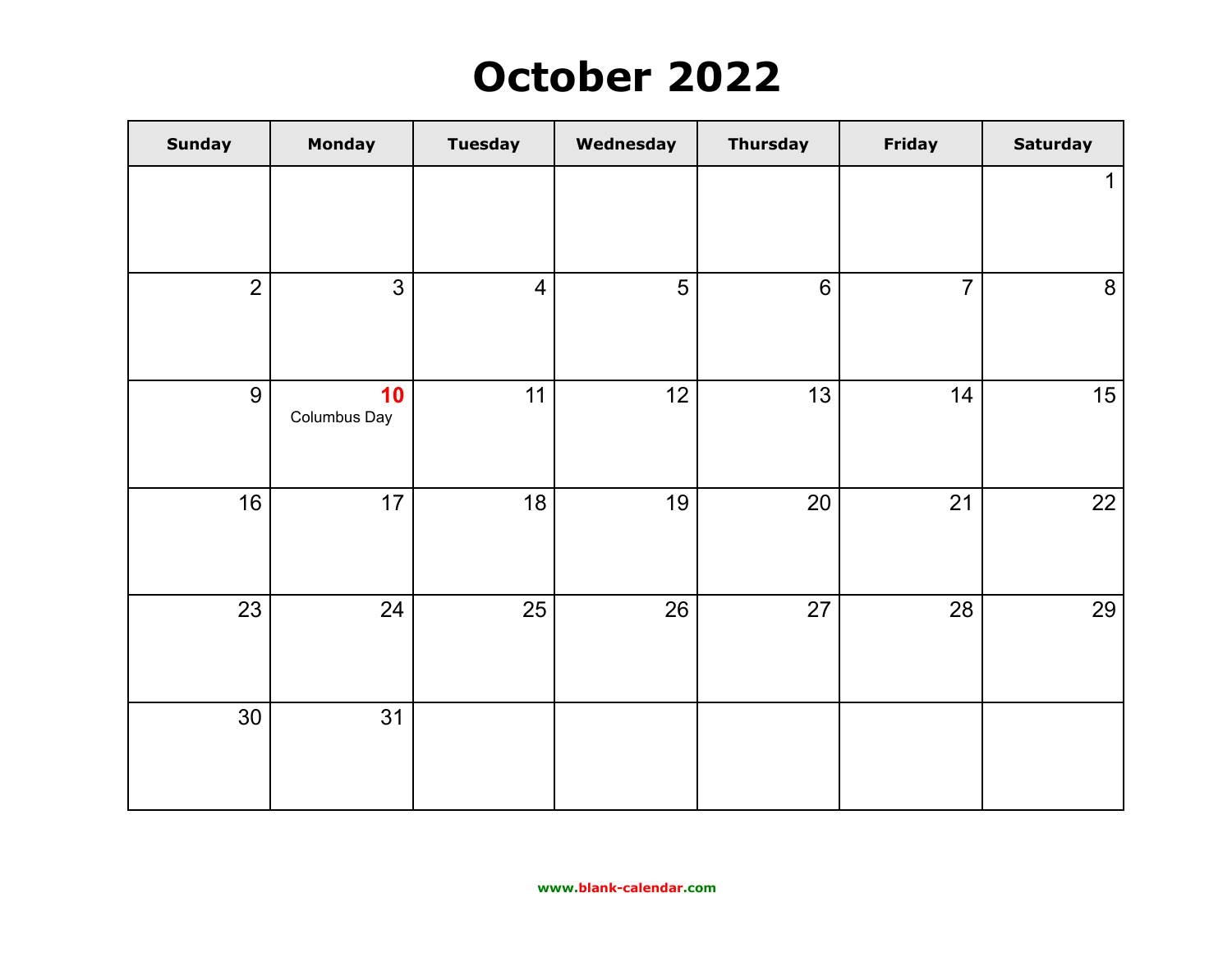# October 2022

| Sunday | Monday | Tuesday | Wednesday | Thursday | Friday | Saturday |
|---|---|---|---|---|---|---|
| | | | | | | 1 |
| 2 | 3 | 4 | 5 | 6 | 7 | 8 |
| 9 | **10** Columbus Day | 11 | 12 | 13 | 14 | 15 |
| 16 | 17 | 18 | 19 | 20 | 21 | 22 |
| 23 | 24 | 25 | 26 | 27 | 28 | 29 |
| 30 | 31 | | | | | |

www.blank-calendar.com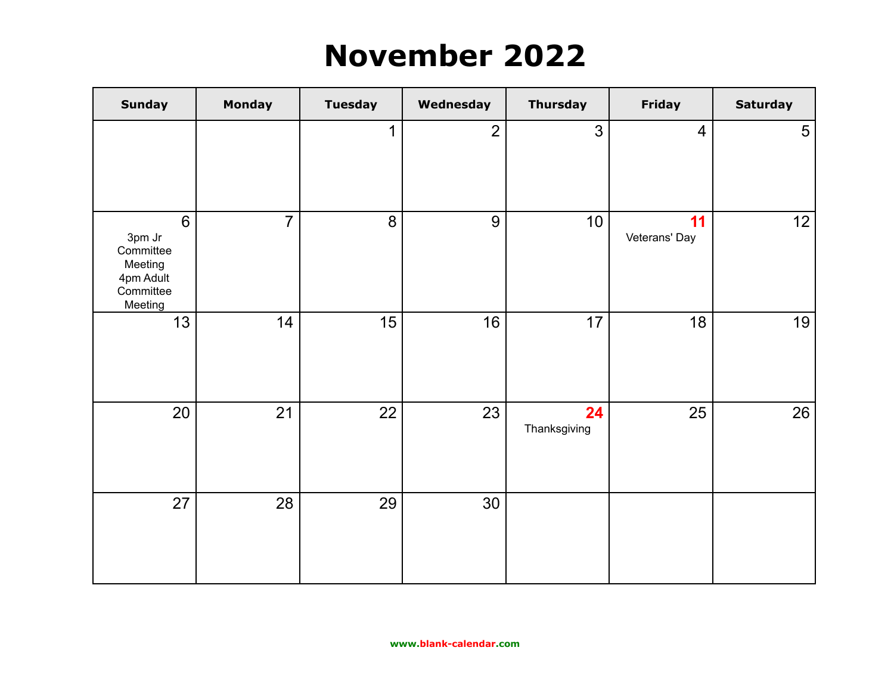# November 2022

| Sunday | Monday | Tuesday | Wednesday | Thursday | Friday | Saturday |
|---|---|---|---|---|---|---|
| | | 1 | 2 | 3 | 4 | 5 |
| 6 3pm Jr Committee Meeting 4pm Adult Committee Meeting | 7 | 8 | 9 | 10 | **11** Veterans' Day | 12 |
| 13 | 14 | 15 | 16 | 17 | 18 | 19 |
| 20 | 21 | 22 | 23 | **24** Thanksgiving | 25 | 26 |
| 27 | 28 | 29 | 30 | | | |

www.blank-calendar.com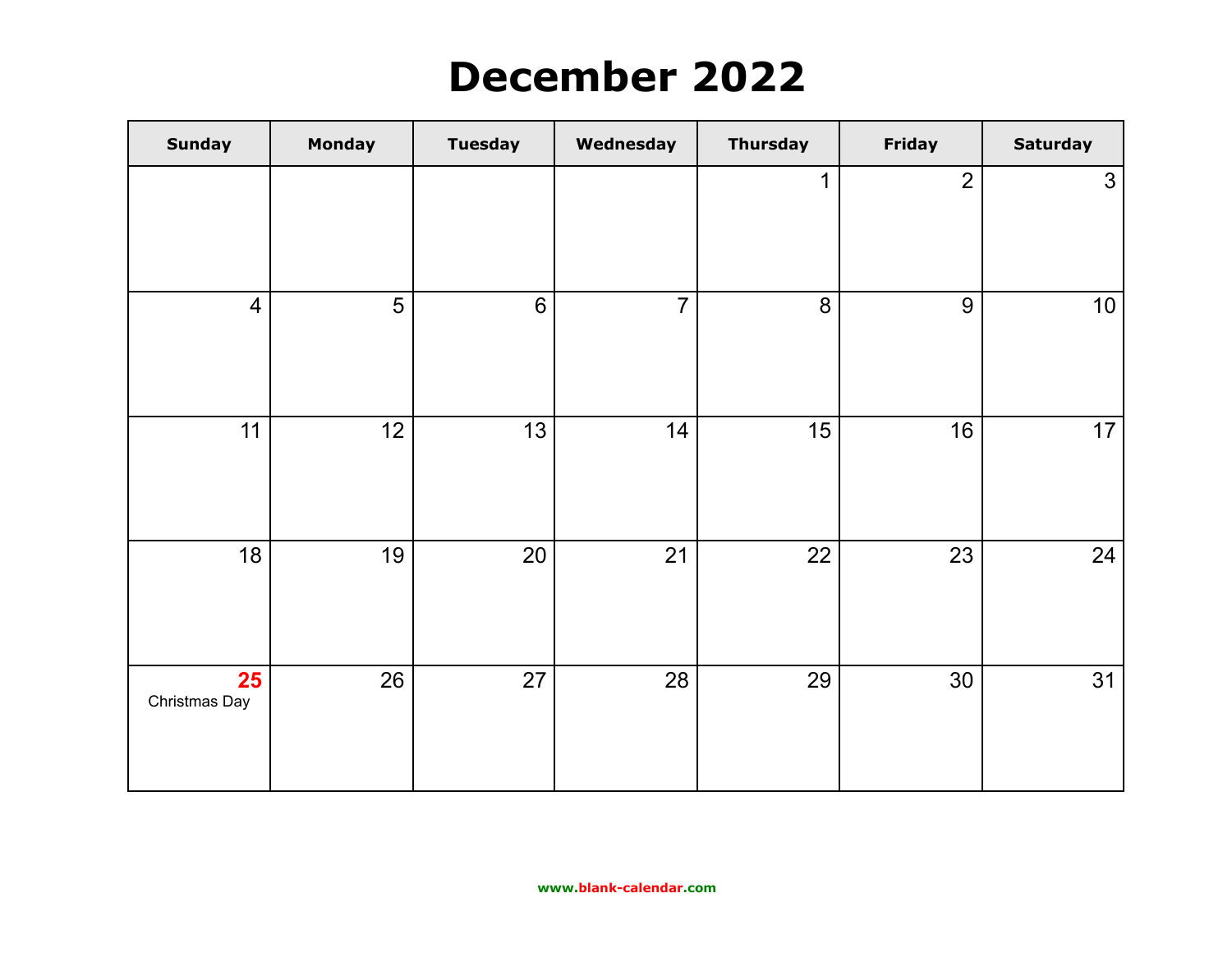# December 2022

| Sunday | Monday | Tuesday | Wednesday | Thursday | Friday | Saturday |
| --- | --- | --- | --- | --- | --- | --- |
| | | | | 1 | 2 | 3 |
| 4 | 5 | 6 | 7 | 8 | 9 | 10 |
| 11 | 12 | 13 | 14 | 15 | 16 | 17 |
| 18 | 19 | 20 | 21 | 22 | 23 | 24 |
| **25** Christmas Day | 26 | 27 | 28 | 29 | 30 | 31 |

www.blank-calendar.com